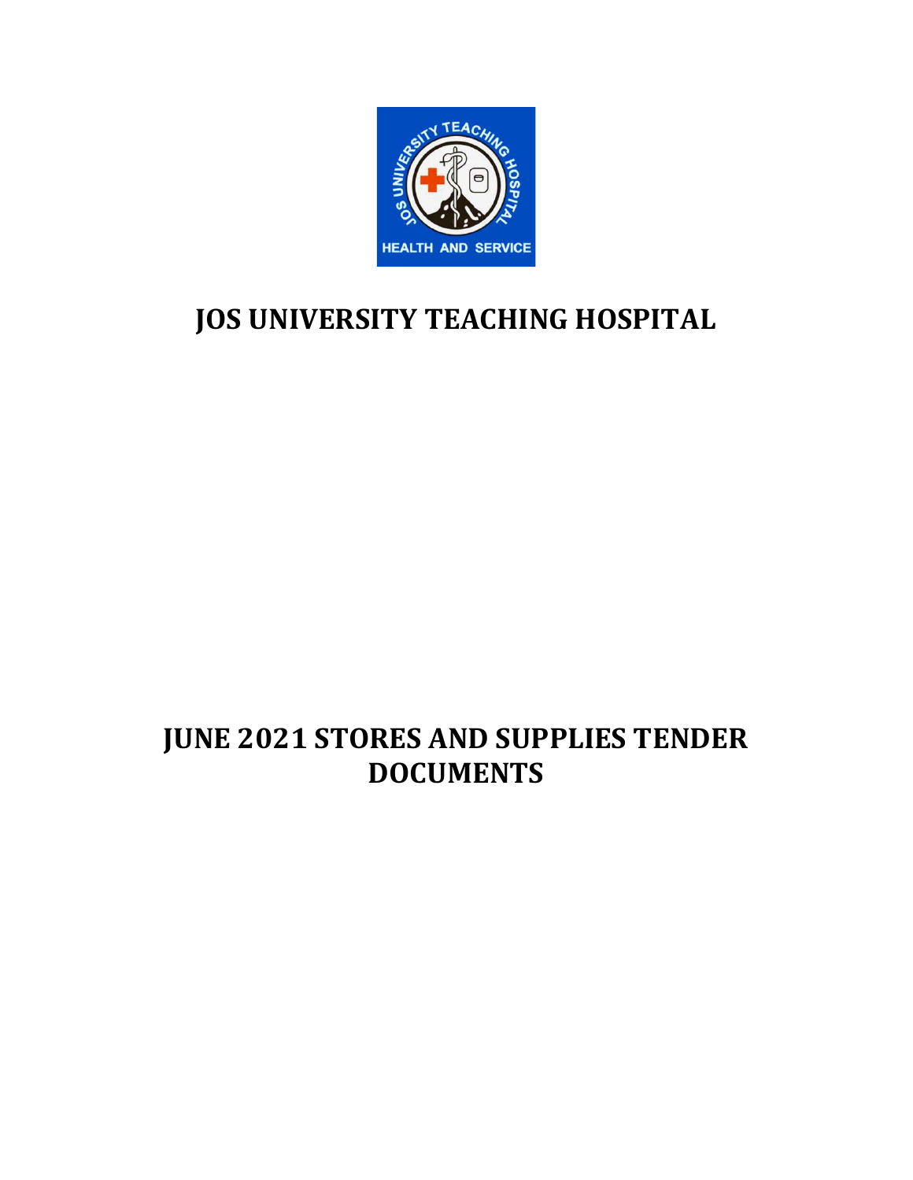# JOS UNIVERSITY TEACHING HOSPITAL

# JUNE 2021 STORES AND SUPPLIES TENDER DOCUMENTS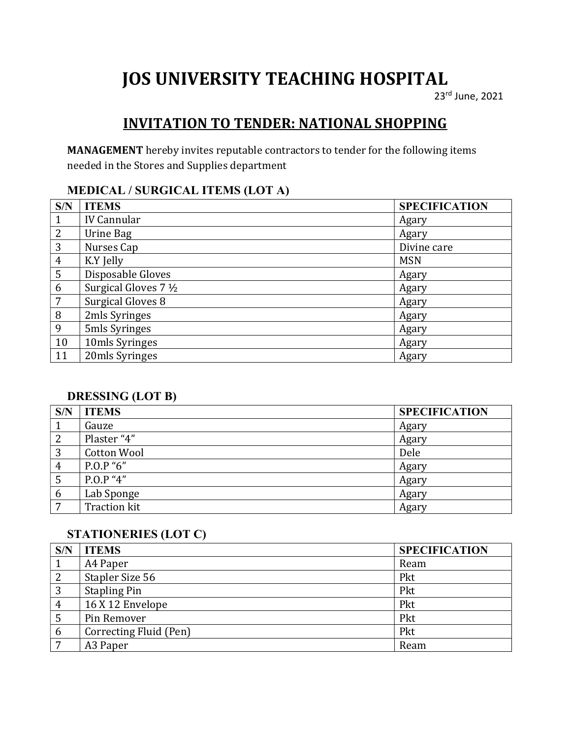# JOS UNIVERSITY TEACHING HOSPITAL

23rd June, 2021

## INVITATION TO TENDER: NATIONAL SHOPPING

**MANAGEMENT** hereby invites reputable contractors to tender for the following items needed in the Stores and Supplies department

### MEDICAL / SURGICAL ITEMS (LOT A)

| S/N | ITEMS | SPECIFICATION |
|---|---|---|
| 1 | IV Cannular | Agary |
| 2 | Urine Bag | Agary |
| 3 | Nurses Cap | Divine care |
| 4 | K.Y Jelly | MSN |
| 5 | Disposable Gloves | Agary |
| 6 | Surgical Gloves 7 ½ | Agary |
| 7 | Surgical Gloves 8 | Agary |
| 8 | 2mls Syringes | Agary |
| 9 | 5mls Syringes | Agary |
| 10 | 10mls Syringes | Agary |
| 11 | 20mls Syringes | Agary |

### DRESSING (LOT B)

| S/N | ITEMS | SPECIFICATION |
|---|---|---|
| 1 | Gauze | Agary |
| 2 | Plaster "4" | Agary |
| 3 | Cotton Wool | Dele |
| 4 | P.O.P "6" | Agary |
| 5 | P.O.P "4" | Agary |
| 6 | Lab Sponge | Agary |
| 7 | Traction kit | Agary |

### STATIONERIES (LOT C)

| S/N | ITEMS | SPECIFICATION |
|---|---|---|
| 1 | A4 Paper | Ream |
| 2 | Stapler Size 56 | Pkt |
| 3 | Stapling Pin | Pkt |
| 4 | 16 X 12 Envelope | Pkt |
| 5 | Pin Remover | Pkt |
| 6 | Correcting Fluid (Pen) | Pkt |
| 7 | A3 Paper | Ream |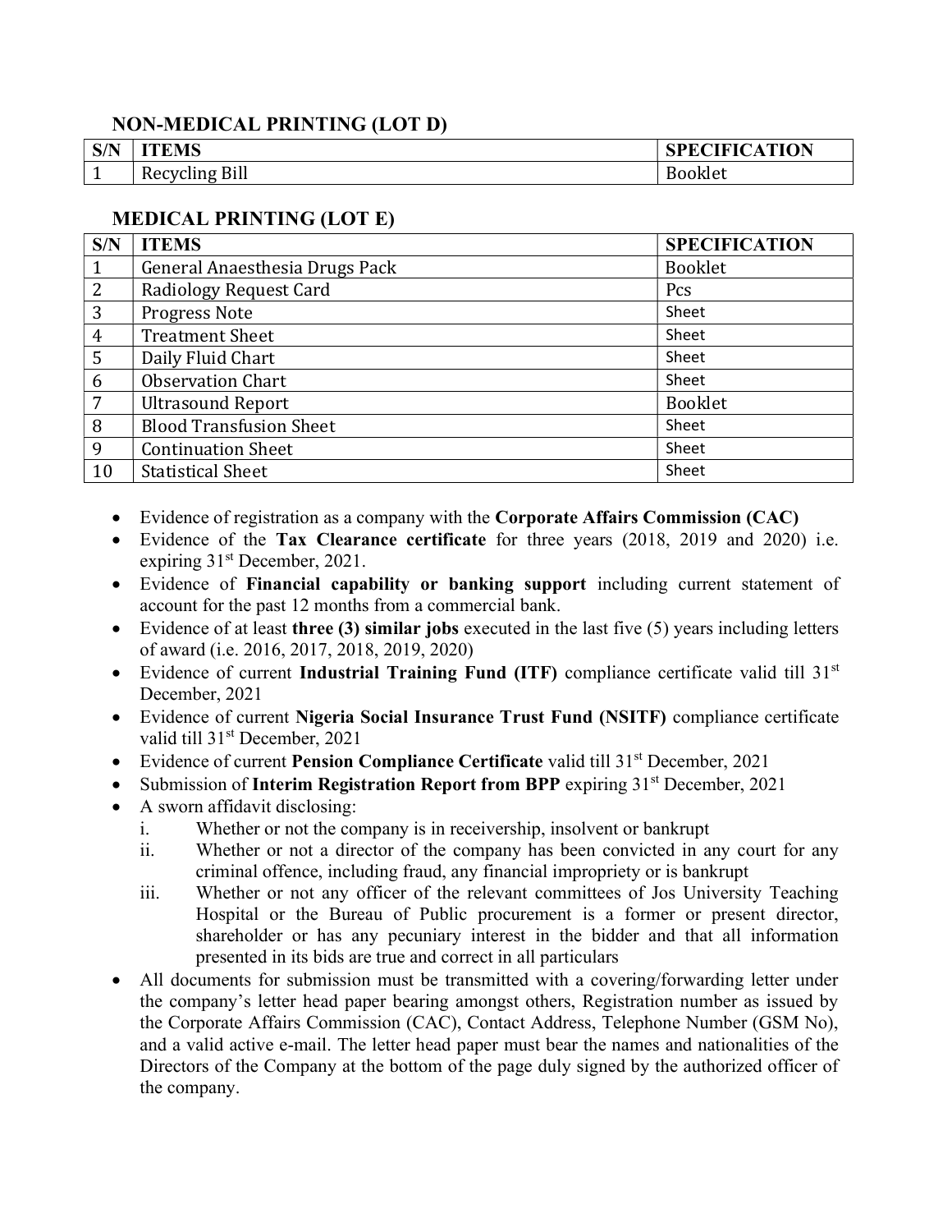### NON-MEDICAL PRINTING (LOT D)

| S/N | ITEMS | SPECIFICATION |
|---|---|---|
| 1 | Recycling Bill | Booklet |

### MEDICAL PRINTING (LOT E)

| S/N | ITEMS | SPECIFICATION |
|---|---|---|
| 1 | General Anaesthesia Drugs Pack | Booklet |
| 2 | Radiology Request Card | Pcs |
| 3 | Progress Note | Sheet |
| 4 | Treatment Sheet | Sheet |
| 5 | Daily Fluid Chart | Sheet |
| 6 | Observation Chart | Sheet |
| 7 | Ultrasound Report | Booklet |
| 8 | Blood Transfusion Sheet | Sheet |
| 9 | Continuation Sheet | Sheet |
| 10 | Statistical Sheet | Sheet |

- Evidence of registration as a company with the **Corporate Affairs Commission (CAC)**
- Evidence of the **Tax Clearance certificate** for three years (2018, 2019 and 2020) i.e. expiring 31st December, 2021.
- Evidence of **Financial capability or banking support** including current statement of account for the past 12 months from a commercial bank.
- Evidence of at least **three (3) similar jobs** executed in the last five (5) years including letters of award (i.e. 2016, 2017, 2018, 2019, 2020)
- Evidence of current **Industrial Training Fund (ITF)** compliance certificate valid till 31st December, 2021
- Evidence of current **Nigeria Social Insurance Trust Fund (NSITF)** compliance certificate valid till 31st December, 2021
- Evidence of current **Pension Compliance Certificate** valid till 31st December, 2021
- Submission of **Interim Registration Report from BPP** expiring 31st December, 2021
- A sworn affidavit disclosing:
  - i. Whether or not the company is in receivership, insolvent or bankrupt
  - ii. Whether or not a director of the company has been convicted in any court for any criminal offence, including fraud, any financial impropriety or is bankrupt
  - iii. Whether or not any officer of the relevant committees of Jos University Teaching Hospital or the Bureau of Public procurement is a former or present director, shareholder or has any pecuniary interest in the bidder and that all information presented in its bids are true and correct in all particulars
- All documents for submission must be transmitted with a covering/forwarding letter under the company's letter head paper bearing amongst others, Registration number as issued by the Corporate Affairs Commission (CAC), Contact Address, Telephone Number (GSM No), and a valid active e-mail. The letter head paper must bear the names and nationalities of the Directors of the Company at the bottom of the page duly signed by the authorized officer of the company.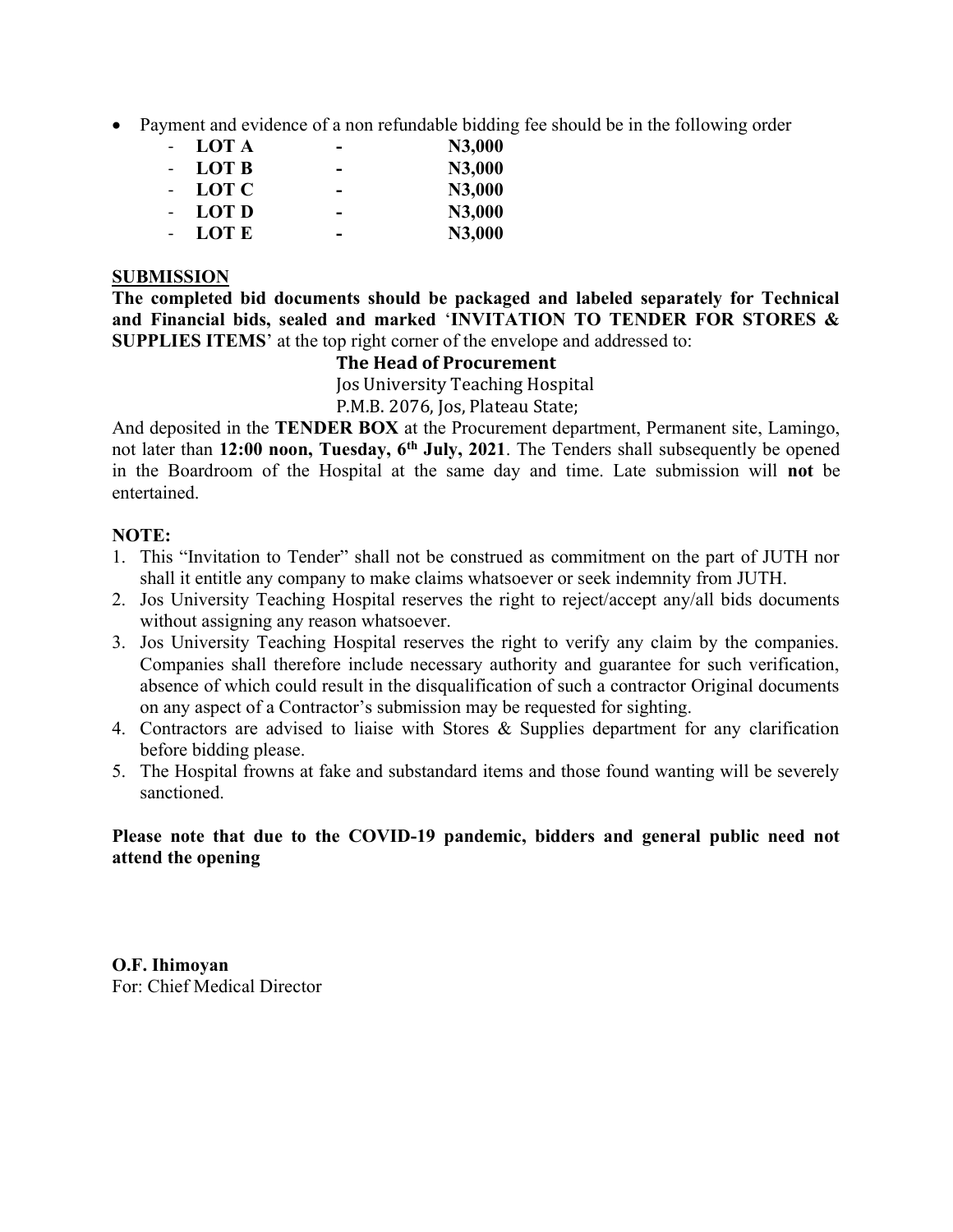- Payment and evidence of a non refundable bidding fee should be in the following order
  - **LOT A** - **N3,000**
  - **LOT B** - **N3,000**
  - **LOT C** - **N3,000**
  - **LOT D** - **N3,000**
  - **LOT E** - **N3,000**

**SUBMISSION**

**The completed bid documents should be packaged and labeled separately for Technical and Financial bids, sealed and marked** '**INVITATION TO TENDER FOR STORES & SUPPLIES ITEMS**' at the top right corner of the envelope and addressed to:

**The Head of Procurement**
Jos University Teaching Hospital
P.M.B. 2076, Jos, Plateau State;

And deposited in the **TENDER BOX** at the Procurement department, Permanent site, Lamingo, not later than **12:00 noon, Tuesday, 6th July, 2021**. The Tenders shall subsequently be opened in the Boardroom of the Hospital at the same day and time. Late submission will **not** be entertained.

**NOTE:**

1. This "Invitation to Tender" shall not be construed as commitment on the part of JUTH nor shall it entitle any company to make claims whatsoever or seek indemnity from JUTH.
2. Jos University Teaching Hospital reserves the right to reject/accept any/all bids documents without assigning any reason whatsoever.
3. Jos University Teaching Hospital reserves the right to verify any claim by the companies. Companies shall therefore include necessary authority and guarantee for such verification, absence of which could result in the disqualification of such a contractor Original documents on any aspect of a Contractor's submission may be requested for sighting.
4. Contractors are advised to liaise with Stores & Supplies department for any clarification before bidding please.
5. The Hospital frowns at fake and substandard items and those found wanting will be severely sanctioned.

**Please note that due to the COVID-19 pandemic, bidders and general public need not attend the opening**

**O.F. Ihimoyan**
For: Chief Medical Director